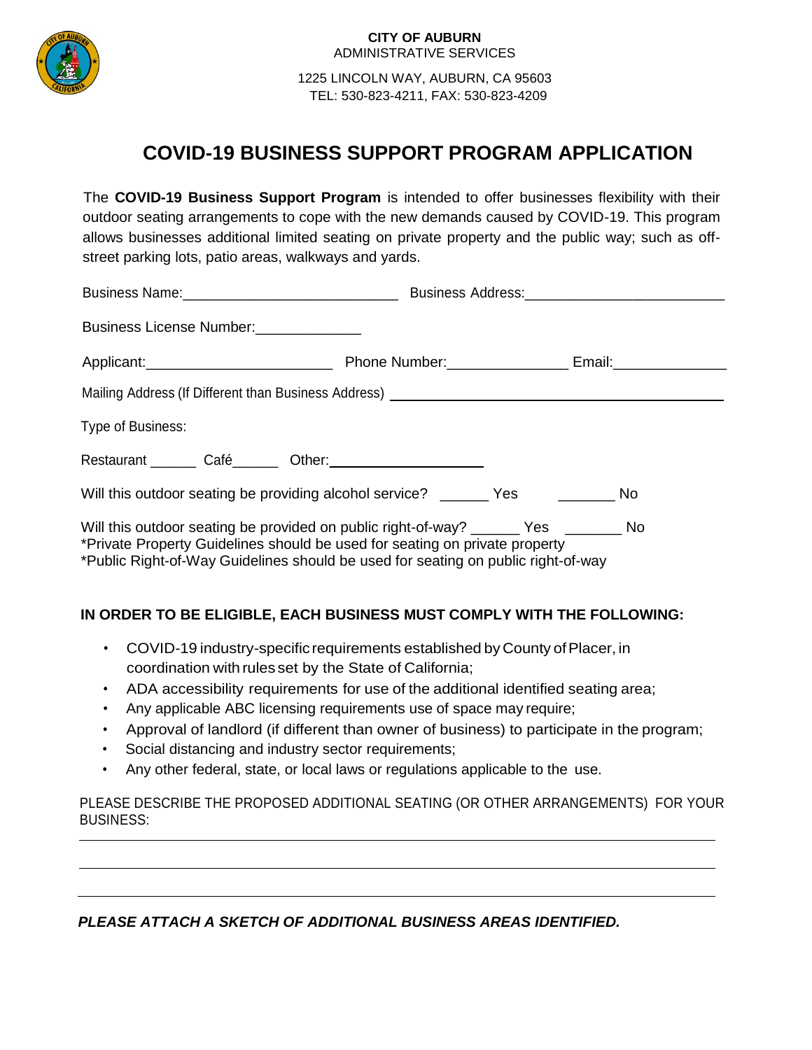**CITY OF AUBURN**
ADMINISTRATIVE SERVICES

1225 LINCOLN WAY, AUBURN, CA 95603
TEL: 530-823-4211, FAX: 530-823-4209

# COVID-19 BUSINESS SUPPORT PROGRAM APPLICATION

The **COVID-19 Business Support Program** is intended to offer businesses flexibility with their outdoor seating arrangements to cope with the new demands caused by COVID-19. This program allows businesses additional limited seating on private property and the public way; such as off-street parking lots, patio areas, walkways and yards.

Business Name:___________________________ Business Address:_________________________

Business License Number:_____________

Applicant:_______________________ Phone Number:_______________ Email:______________

Mailing Address (If Different than Business Address) ___________________________________________

Type of Business:

Restaurant ______ Café______ Other:____________________

Will this outdoor seating be providing alcohol service? ______ Yes _______ No

Will this outdoor seating be provided on public right-of-way? ______ Yes _______ No
*Private Property Guidelines should be used for seating on private property
*Public Right-of-Way Guidelines should be used for seating on public right-of-way

**IN ORDER TO BE ELIGIBLE, EACH BUSINESS MUST COMPLY WITH THE FOLLOWING:**

- COVID-19 industry-specific requirements established by County of Placer, in coordination with rules set by the State of California;
- ADA accessibility requirements for use of the additional identified seating area;
- Any applicable ABC licensing requirements use of space may require;
- Approval of landlord (if different than owner of business) to participate in the program;
- Social distancing and industry sector requirements;
- Any other federal, state, or local laws or regulations applicable to the use.

PLEASE DESCRIBE THE PROPOSED ADDITIONAL SEATING (OR OTHER ARRANGEMENTS) FOR YOUR BUSINESS:

___________________________________________________________________________

___________________________________________________________________________

___________________________________________________________________________

***PLEASE ATTACH A SKETCH OF ADDITIONAL BUSINESS AREAS IDENTIFIED.***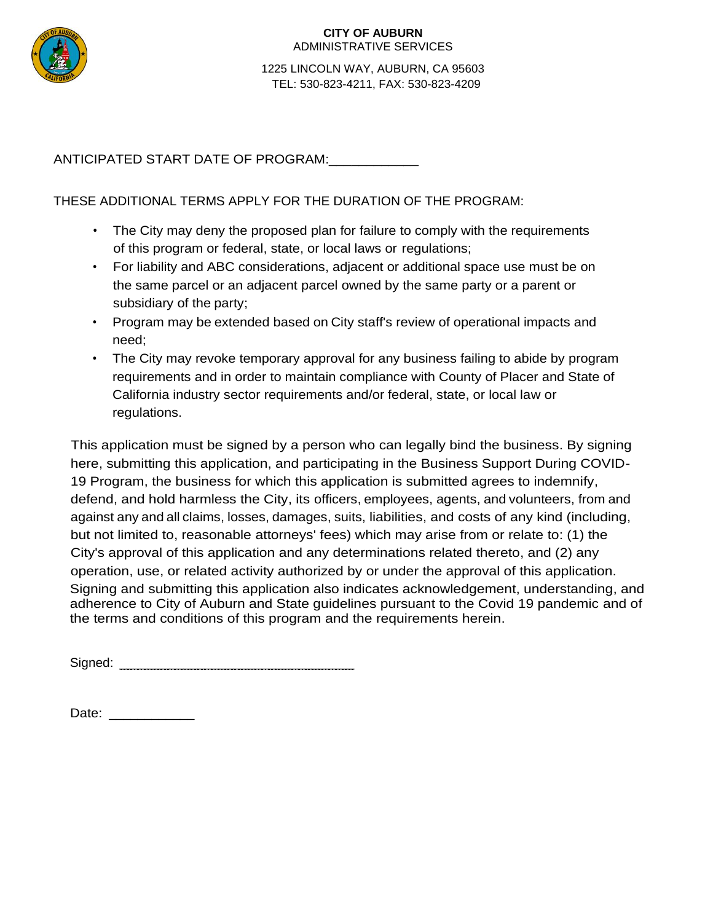**CITY OF AUBURN**
ADMINISTRATIVE SERVICES

1225 LINCOLN WAY, AUBURN, CA 95603
TEL: 530-823-4211, FAX: 530-823-4209

ANTICIPATED START DATE OF PROGRAM:____________

THESE ADDITIONAL TERMS APPLY FOR THE DURATION OF THE PROGRAM:

- The City may deny the proposed plan for failure to comply with the requirements of this program or federal, state, or local laws or regulations;
- For liability and ABC considerations, adjacent or additional space use must be on the same parcel or an adjacent parcel owned by the same party or a parent or subsidiary of the party;
- Program may be extended based on City staff's review of operational impacts and need;
- The City may revoke temporary approval for any business failing to abide by program requirements and in order to maintain compliance with County of Placer and State of California industry sector requirements and/or federal, state, or local law or regulations.

This application must be signed by a person who can legally bind the business. By signing here, submitting this application, and participating in the Business Support During COVID-19 Program, the business for which this application is submitted agrees to indemnify, defend, and hold harmless the City, its officers, employees, agents, and volunteers, from and against any and all claims, losses, damages, suits, liabilities, and costs of any kind (including, but not limited to, reasonable attorneys' fees) which may arise from or relate to: (1) the City's approval of this application and any determinations related thereto, and (2) any operation, use, or related activity authorized by or under the approval of this application. Signing and submitting this application also indicates acknowledgement, understanding, and adherence to City of Auburn and State guidelines pursuant to the Covid 19 pandemic and of the terms and conditions of this program and the requirements herein.

Signed: ________________________________________

Date: ____________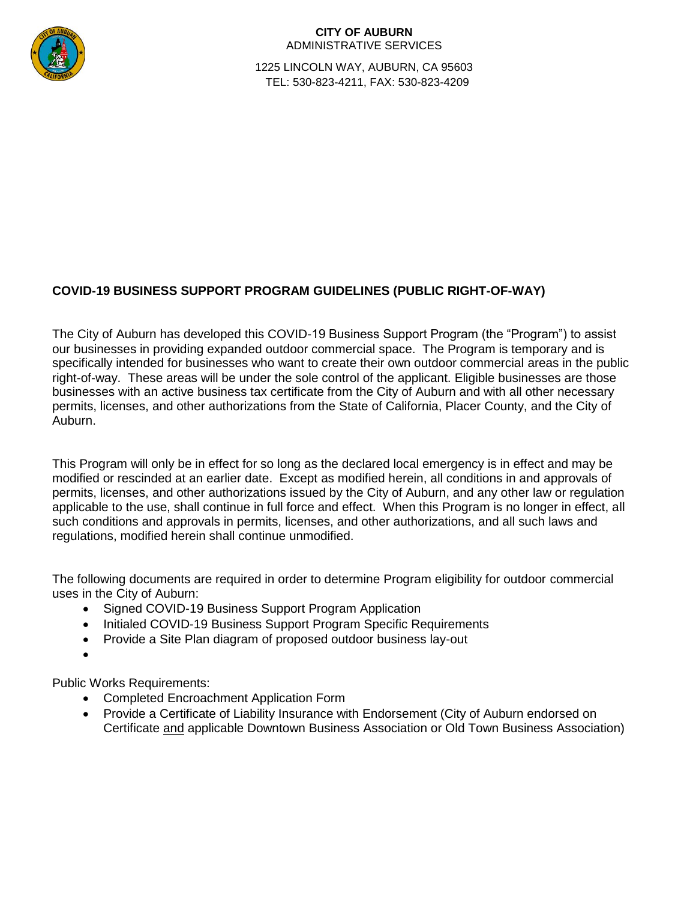**CITY OF AUBURN**
ADMINISTRATIVE SERVICES

1225 LINCOLN WAY, AUBURN, CA 95603
TEL: 530-823-4211, FAX: 530-823-4209

## COVID-19 BUSINESS SUPPORT PROGRAM GUIDELINES (PUBLIC RIGHT-OF-WAY)

The City of Auburn has developed this COVID-19 Business Support Program (the "Program") to assist our businesses in providing expanded outdoor commercial space. The Program is temporary and is specifically intended for businesses who want to create their own outdoor commercial areas in the public right-of-way. These areas will be under the sole control of the applicant. Eligible businesses are those businesses with an active business tax certificate from the City of Auburn and with all other necessary permits, licenses, and other authorizations from the State of California, Placer County, and the City of Auburn.

This Program will only be in effect for so long as the declared local emergency is in effect and may be modified or rescinded at an earlier date. Except as modified herein, all conditions in and approvals of permits, licenses, and other authorizations issued by the City of Auburn, and any other law or regulation applicable to the use, shall continue in full force and effect. When this Program is no longer in effect, all such conditions and approvals in permits, licenses, and other authorizations, and all such laws and regulations, modified herein shall continue unmodified.

The following documents are required in order to determine Program eligibility for outdoor commercial uses in the City of Auburn:

- Signed COVID-19 Business Support Program Application
- Initialed COVID-19 Business Support Program Specific Requirements
- Provide a Site Plan diagram of proposed outdoor business lay-out
-

Public Works Requirements:

- Completed Encroachment Application Form
- Provide a Certificate of Liability Insurance with Endorsement (City of Auburn endorsed on Certificate <u>and</u> applicable Downtown Business Association or Old Town Business Association)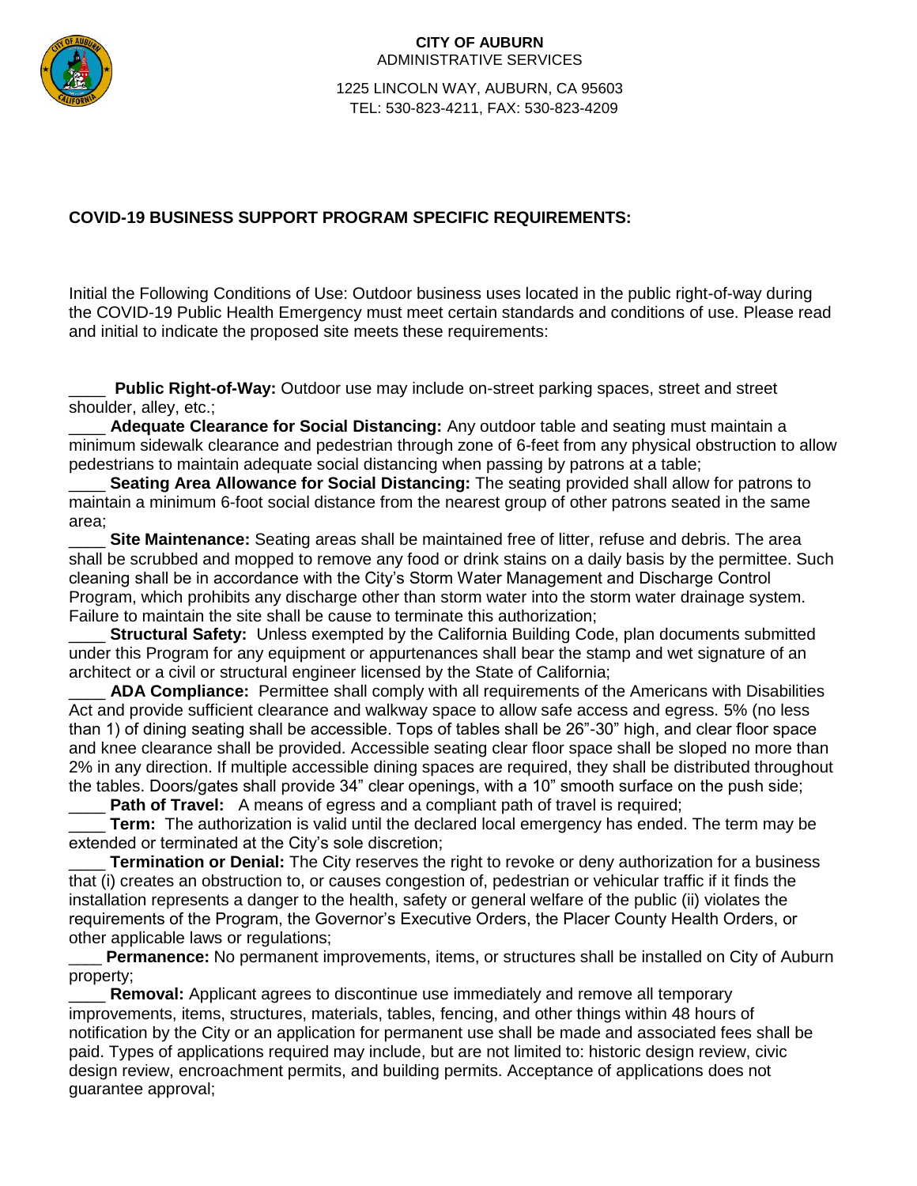**CITY OF AUBURN**
ADMINISTRATIVE SERVICES

1225 LINCOLN WAY, AUBURN, CA 95603
TEL: 530-823-4211, FAX: 530-823-4209

## COVID-19 BUSINESS SUPPORT PROGRAM SPECIFIC REQUIREMENTS:

Initial the Following Conditions of Use: Outdoor business uses located in the public right-of-way during the COVID-19 Public Health Emergency must meet certain standards and conditions of use. Please read and initial to indicate the proposed site meets these requirements:

____ **Public Right-of-Way:** Outdoor use may include on-street parking spaces, street and street shoulder, alley, etc.;

____ **Adequate Clearance for Social Distancing:** Any outdoor table and seating must maintain a minimum sidewalk clearance and pedestrian through zone of 6-feet from any physical obstruction to allow pedestrians to maintain adequate social distancing when passing by patrons at a table;

____ **Seating Area Allowance for Social Distancing:** The seating provided shall allow for patrons to maintain a minimum 6-foot social distance from the nearest group of other patrons seated in the same area;

____ **Site Maintenance:** Seating areas shall be maintained free of litter, refuse and debris. The area shall be scrubbed and mopped to remove any food or drink stains on a daily basis by the permittee. Such cleaning shall be in accordance with the City's Storm Water Management and Discharge Control Program, which prohibits any discharge other than storm water into the storm water drainage system. Failure to maintain the site shall be cause to terminate this authorization;

____ **Structural Safety:** Unless exempted by the California Building Code, plan documents submitted under this Program for any equipment or appurtenances shall bear the stamp and wet signature of an architect or a civil or structural engineer licensed by the State of California;

____ **ADA Compliance:** Permittee shall comply with all requirements of the Americans with Disabilities Act and provide sufficient clearance and walkway space to allow safe access and egress. 5% (no less than 1) of dining seating shall be accessible. Tops of tables shall be 26"-30" high, and clear floor space and knee clearance shall be provided. Accessible seating clear floor space shall be sloped no more than 2% in any direction. If multiple accessible dining spaces are required, they shall be distributed throughout the tables. Doors/gates shall provide 34" clear openings, with a 10" smooth surface on the push side;

____ **Path of Travel:** A means of egress and a compliant path of travel is required;

____ **Term:** The authorization is valid until the declared local emergency has ended. The term may be extended or terminated at the City's sole discretion;

____ **Termination or Denial:** The City reserves the right to revoke or deny authorization for a business that (i) creates an obstruction to, or causes congestion of, pedestrian or vehicular traffic if it finds the installation represents a danger to the health, safety or general welfare of the public (ii) violates the requirements of the Program, the Governor's Executive Orders, the Placer County Health Orders, or other applicable laws or regulations;

____ **Permanence:** No permanent improvements, items, or structures shall be installed on City of Auburn property;

____ **Removal:** Applicant agrees to discontinue use immediately and remove all temporary improvements, items, structures, materials, tables, fencing, and other things within 48 hours of notification by the City or an application for permanent use shall be made and associated fees shall be paid. Types of applications required may include, but are not limited to: historic design review, civic design review, encroachment permits, and building permits. Acceptance of applications does not guarantee approval;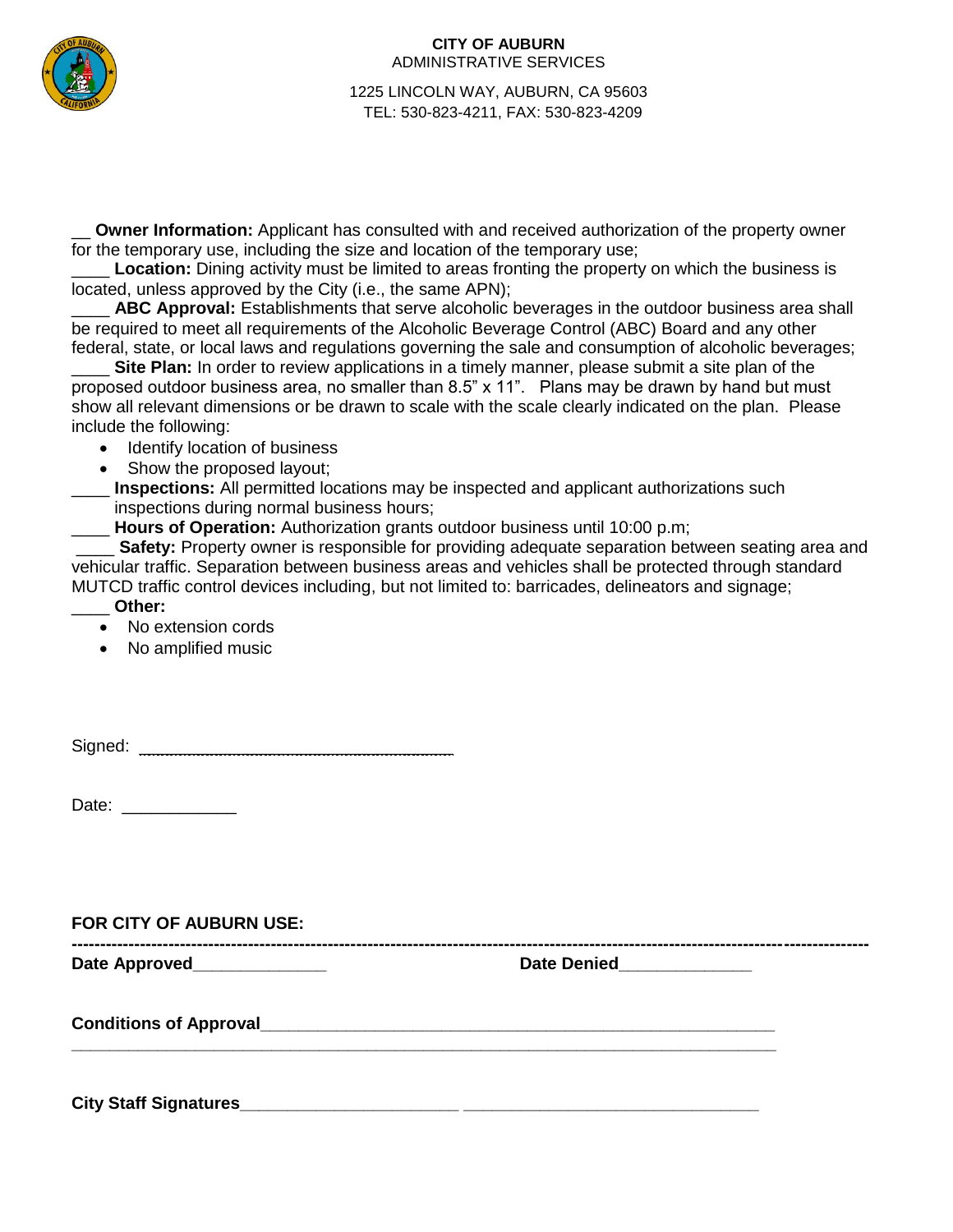**CITY OF AUBURN**
ADMINISTRATIVE SERVICES

1225 LINCOLN WAY, AUBURN, CA 95603
TEL: 530-823-4211, FAX: 530-823-4209

__ **Owner Information:** Applicant has consulted with and received authorization of the property owner for the temporary use, including the size and location of the temporary use;

____ **Location:** Dining activity must be limited to areas fronting the property on which the business is located, unless approved by the City (i.e., the same APN);

____ **ABC Approval:** Establishments that serve alcoholic beverages in the outdoor business area shall be required to meet all requirements of the Alcoholic Beverage Control (ABC) Board and any other federal, state, or local laws and regulations governing the sale and consumption of alcoholic beverages;

____ **Site Plan:** In order to review applications in a timely manner, please submit a site plan of the proposed outdoor business area, no smaller than 8.5" x 11". Plans may be drawn by hand but must show all relevant dimensions or be drawn to scale with the scale clearly indicated on the plan. Please include the following:

- Identify location of business
- Show the proposed layout;

____ **Inspections:** All permitted locations may be inspected and applicant authorizations such inspections during normal business hours;

____ **Hours of Operation:** Authorization grants outdoor business until 10:00 p.m;

____ **Safety:** Property owner is responsible for providing adequate separation between seating area and vehicular traffic. Separation between business areas and vehicles shall be protected through standard MUTCD traffic control devices including, but not limited to: barricades, delineators and signage;

____ **Other:**

- No extension cords
- No amplified music

Signed: ______________________________

Date: ____________

**FOR CITY OF AUBURN USE:**

---

**Date Approved**_____________ **Date Denied**_____________

**Conditions of Approval**_______________________________________________________
_______________________________________________________________________________

**City Staff Signatures**______________________ ______________________________